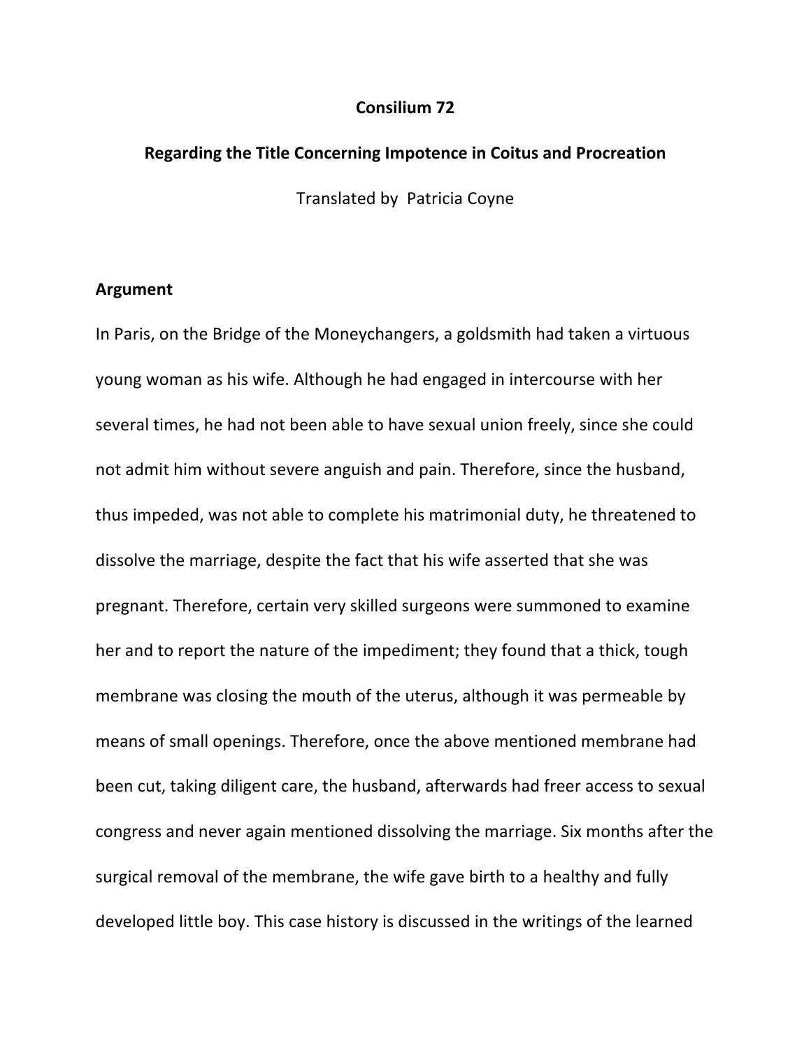**Consilium 72**

**Regarding the Title Concerning Impotence in Coitus and Procreation**

Translated by Patricia Coyne

**Argument**

In Paris, on the Bridge of the Moneychangers, a goldsmith had taken a virtuous young woman as his wife. Although he had engaged in intercourse with her several times, he had not been able to have sexual union freely, since she could not admit him without severe anguish and pain. Therefore, since the husband, thus impeded, was not able to complete his matrimonial duty, he threatened to dissolve the marriage, despite the fact that his wife asserted that she was pregnant. Therefore, certain very skilled surgeons were summoned to examine her and to report the nature of the impediment; they found that a thick, tough membrane was closing the mouth of the uterus, although it was permeable by means of small openings. Therefore, once the above mentioned membrane had been cut, taking diligent care, the husband, afterwards had freer access to sexual congress and never again mentioned dissolving the marriage. Six months after the surgical removal of the membrane, the wife gave birth to a healthy and fully developed little boy. This case history is discussed in the writings of the learned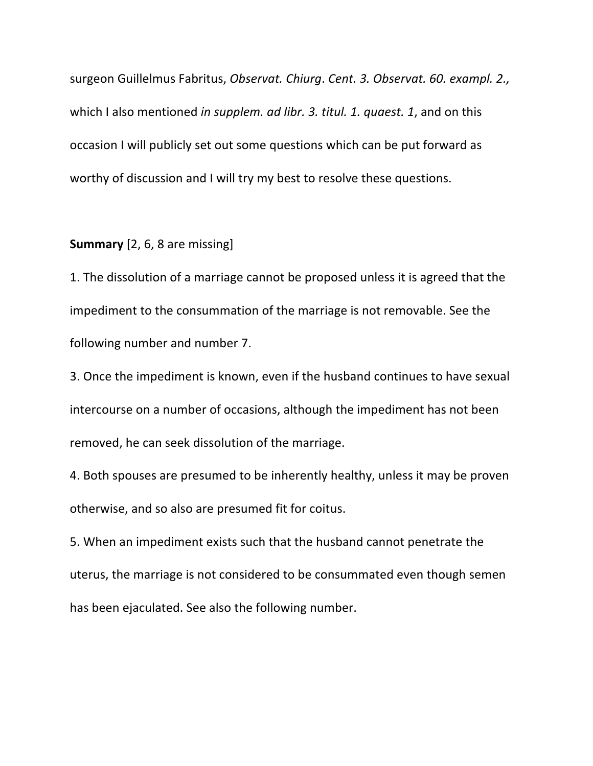surgeon Guillelmus Fabritus, *Observat. Chiurg*. *Cent. 3. Observat. 60. exampl. 2.,* which I also mentioned *in supplem. ad libr. 3. titul. 1. quaest. 1*, and on this occasion I will publicly set out some questions which can be put forward as worthy of discussion and I will try my best to resolve these questions.

**Summary** [2, 6, 8 are missing]

1. The dissolution of a marriage cannot be proposed unless it is agreed that the impediment to the consummation of the marriage is not removable. See the following number and number 7.
3. Once the impediment is known, even if the husband continues to have sexual intercourse on a number of occasions, although the impediment has not been removed, he can seek dissolution of the marriage.
4. Both spouses are presumed to be inherently healthy, unless it may be proven otherwise, and so also are presumed fit for coitus.
5. When an impediment exists such that the husband cannot penetrate the uterus, the marriage is not considered to be consummated even though semen has been ejaculated. See also the following number.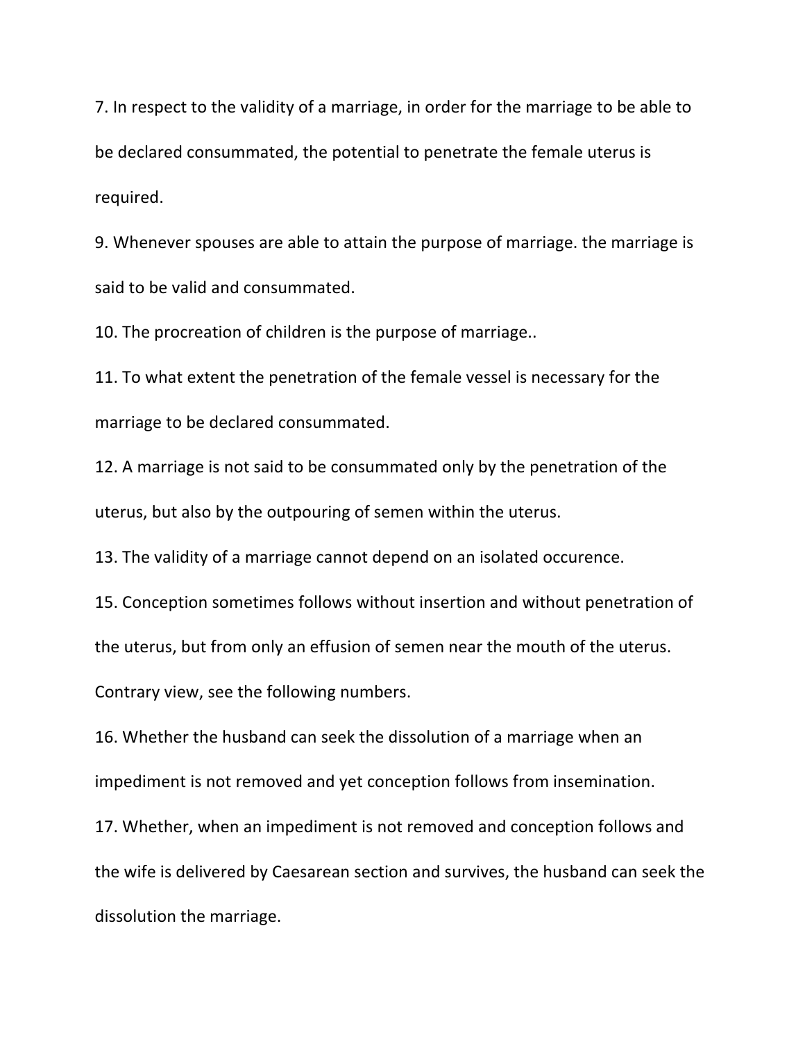7. In respect to the validity of a marriage, in order for the marriage to be able to be declared consummated, the potential to penetrate the female uterus is required.

9. Whenever spouses are able to attain the purpose of marriage. the marriage is said to be valid and consummated.

10. The procreation of children is the purpose of marriage..

11. To what extent the penetration of the female vessel is necessary for the marriage to be declared consummated.

12. A marriage is not said to be consummated only by the penetration of the uterus, but also by the outpouring of semen within the uterus.

13. The validity of a marriage cannot depend on an isolated occurence.

15. Conception sometimes follows without insertion and without penetration of the uterus, but from only an effusion of semen near the mouth of the uterus. Contrary view, see the following numbers.

16. Whether the husband can seek the dissolution of a marriage when an impediment is not removed and yet conception follows from insemination.

17. Whether, when an impediment is not removed and conception follows and the wife is delivered by Caesarean section and survives, the husband can seek the dissolution the marriage.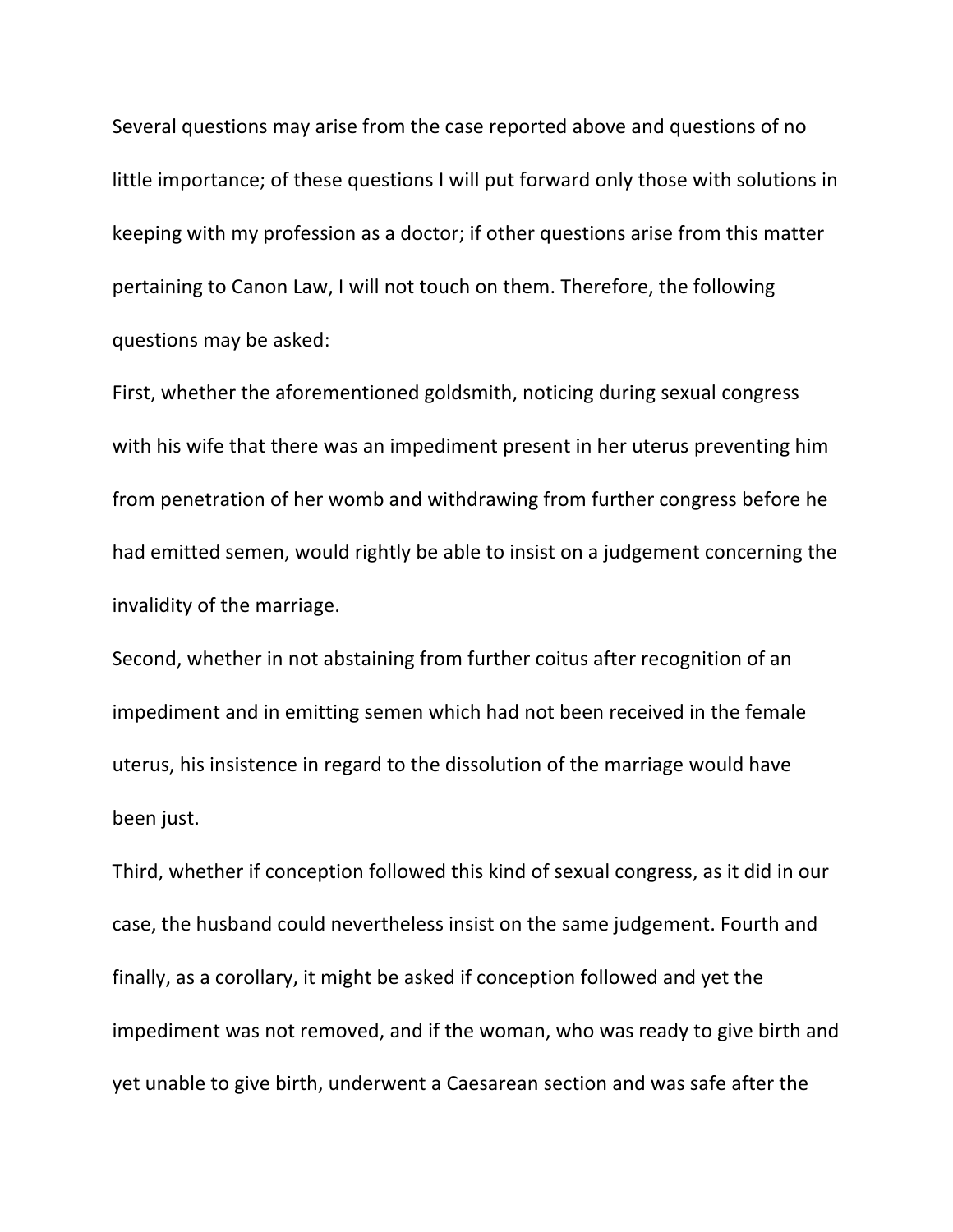Several questions may arise from the case reported above and questions of no little importance; of these questions I will put forward only those with solutions in keeping with my profession as a doctor; if other questions arise from this matter pertaining to Canon Law, I will not touch on them. Therefore, the following questions may be asked:

First, whether the aforementioned goldsmith, noticing during sexual congress with his wife that there was an impediment present in her uterus preventing him from penetration of her womb and withdrawing from further congress before he had emitted semen, would rightly be able to insist on a judgement concerning the invalidity of the marriage.

Second, whether in not abstaining from further coitus after recognition of an impediment and in emitting semen which had not been received in the female uterus, his insistence in regard to the dissolution of the marriage would have been just.

Third, whether if conception followed this kind of sexual congress, as it did in our case, the husband could nevertheless insist on the same judgement. Fourth and finally, as a corollary, it might be asked if conception followed and yet the impediment was not removed, and if the woman, who was ready to give birth and yet unable to give birth, underwent a Caesarean section and was safe after the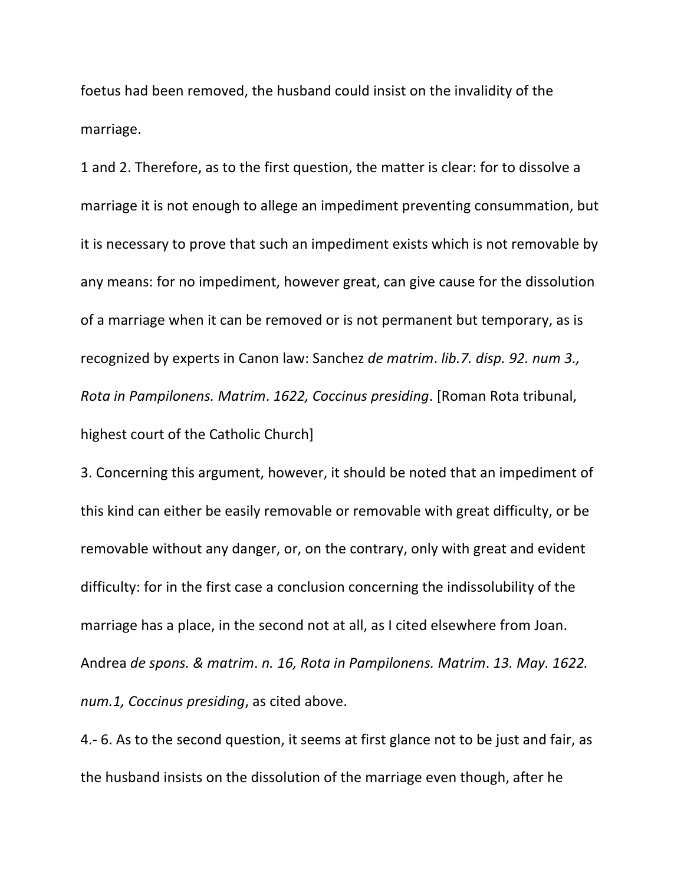foetus had been removed, the husband could insist on the invalidity of the marriage.

1 and 2. Therefore, as to the first question, the matter is clear: for to dissolve a marriage it is not enough to allege an impediment preventing consummation, but it is necessary to prove that such an impediment exists which is not removable by any means: for no impediment, however great, can give cause for the dissolution of a marriage when it can be removed or is not permanent but temporary, as is recognized by experts in Canon law: Sanchez *de matrim*. *lib.7. disp. 92. num 3., Rota in Pampilonens. Matrim*. *1622, Coccinus presiding*. [Roman Rota tribunal, highest court of the Catholic Church]

3. Concerning this argument, however, it should be noted that an impediment of this kind can either be easily removable or removable with great difficulty, or be removable without any danger, or, on the contrary, only with great and evident difficulty: for in the first case a conclusion concerning the indissolubility of the marriage has a place, in the second not at all, as I cited elsewhere from Joan. Andrea *de spons. & matrim*. *n. 16, Rota in Pampilonens. Matrim*. *13. May. 1622. num.1, Coccinus presiding*, as cited above.

4.- 6. As to the second question, it seems at first glance not to be just and fair, as the husband insists on the dissolution of the marriage even though, after he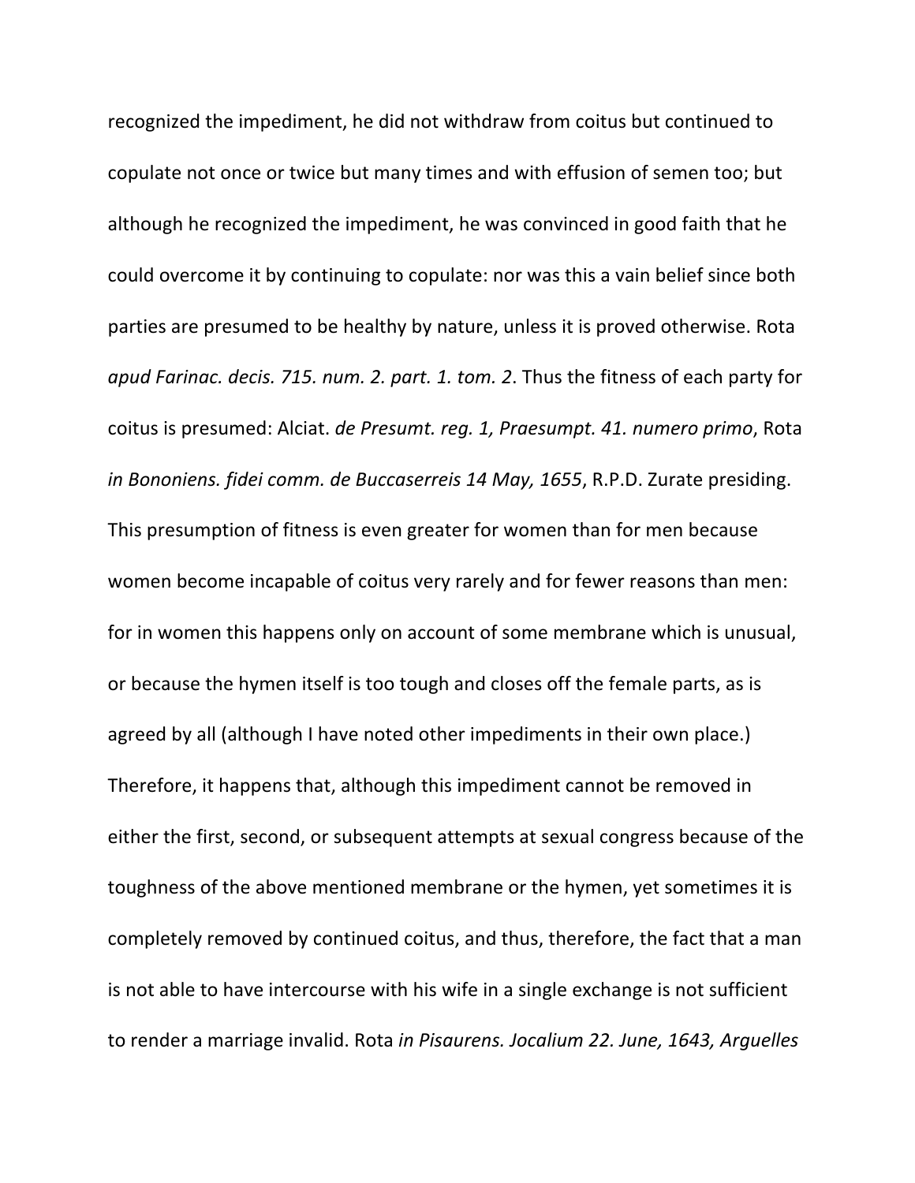recognized the impediment, he did not withdraw from coitus but continued to copulate not once or twice but many times and with effusion of semen too; but although he recognized the impediment, he was convinced in good faith that he could overcome it by continuing to copulate: nor was this a vain belief since both parties are presumed to be healthy by nature, unless it is proved otherwise. Rota *apud Farinac. decis. 715. num. 2. part. 1. tom. 2*. Thus the fitness of each party for coitus is presumed: Alciat. *de Presumt. reg. 1, Praesumpt. 41. numero primo*, Rota *in Bononiens. fidei comm. de Buccaserreis 14 May, 1655*, R.P.D. Zurate presiding. This presumption of fitness is even greater for women than for men because women become incapable of coitus very rarely and for fewer reasons than men: for in women this happens only on account of some membrane which is unusual, or because the hymen itself is too tough and closes off the female parts, as is agreed by all (although I have noted other impediments in their own place.) Therefore, it happens that, although this impediment cannot be removed in either the first, second, or subsequent attempts at sexual congress because of the toughness of the above mentioned membrane or the hymen, yet sometimes it is completely removed by continued coitus, and thus, therefore, the fact that a man is not able to have intercourse with his wife in a single exchange is not sufficient to render a marriage invalid. Rota *in Pisaurens. Jocalium 22. June, 1643, Arguelles*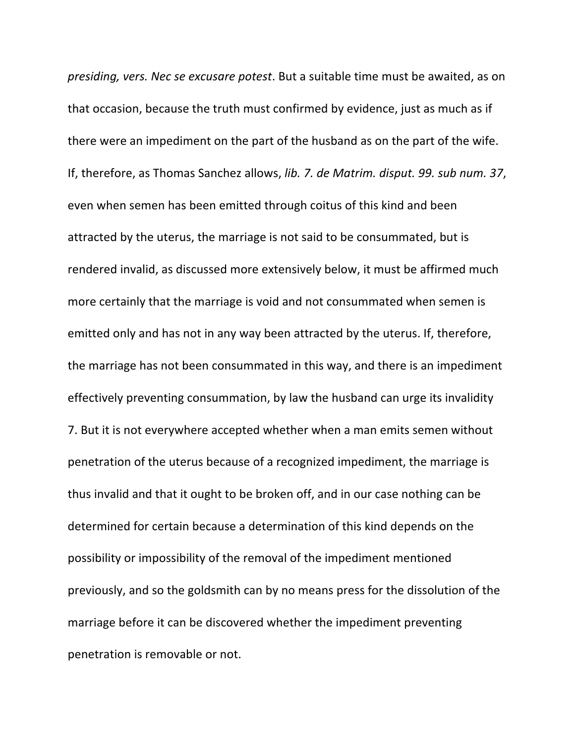*presiding, vers. Nec se excusare potest*. But a suitable time must be awaited, as on that occasion, because the truth must confirmed by evidence, just as much as if there were an impediment on the part of the husband as on the part of the wife. If, therefore, as Thomas Sanchez allows, *lib. 7. de Matrim. disput. 99. sub num. 37*, even when semen has been emitted through coitus of this kind and been attracted by the uterus, the marriage is not said to be consummated, but is rendered invalid, as discussed more extensively below, it must be affirmed much more certainly that the marriage is void and not consummated when semen is emitted only and has not in any way been attracted by the uterus. If, therefore, the marriage has not been consummated in this way, and there is an impediment effectively preventing consummation, by law the husband can urge its invalidity

7. But it is not everywhere accepted whether when a man emits semen without penetration of the uterus because of a recognized impediment, the marriage is thus invalid and that it ought to be broken off, and in our case nothing can be determined for certain because a determination of this kind depends on the possibility or impossibility of the removal of the impediment mentioned previously, and so the goldsmith can by no means press for the dissolution of the marriage before it can be discovered whether the impediment preventing penetration is removable or not.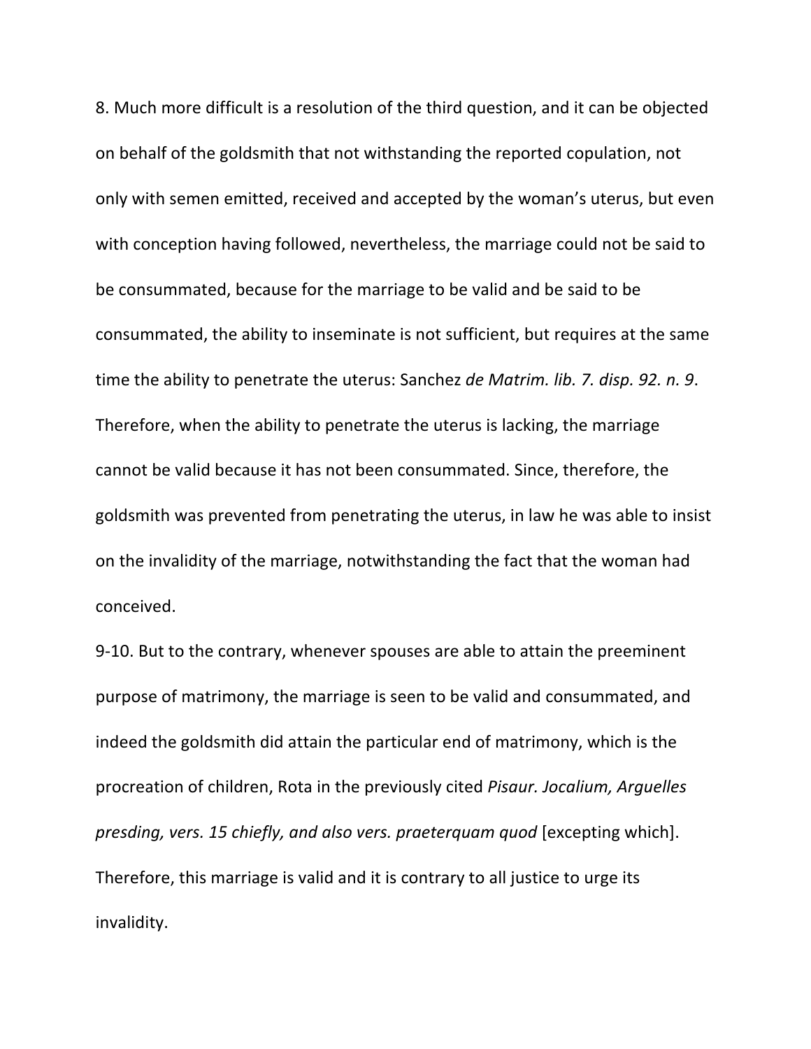8. Much more difficult is a resolution of the third question, and it can be objected on behalf of the goldsmith that not withstanding the reported copulation, not only with semen emitted, received and accepted by the woman's uterus, but even with conception having followed, nevertheless, the marriage could not be said to be consummated, because for the marriage to be valid and be said to be consummated, the ability to inseminate is not sufficient, but requires at the same time the ability to penetrate the uterus: Sanchez *de Matrim. lib. 7. disp. 92. n. 9*. Therefore, when the ability to penetrate the uterus is lacking, the marriage cannot be valid because it has not been consummated. Since, therefore, the goldsmith was prevented from penetrating the uterus, in law he was able to insist on the invalidity of the marriage, notwithstanding the fact that the woman had conceived.

9-10. But to the contrary, whenever spouses are able to attain the preeminent purpose of matrimony, the marriage is seen to be valid and consummated, and indeed the goldsmith did attain the particular end of matrimony, which is the procreation of children, Rota in the previously cited *Pisaur. Jocalium, Arguelles presding, vers. 15 chiefly, and also vers. praeterquam quod* [excepting which]. Therefore, this marriage is valid and it is contrary to all justice to urge its invalidity.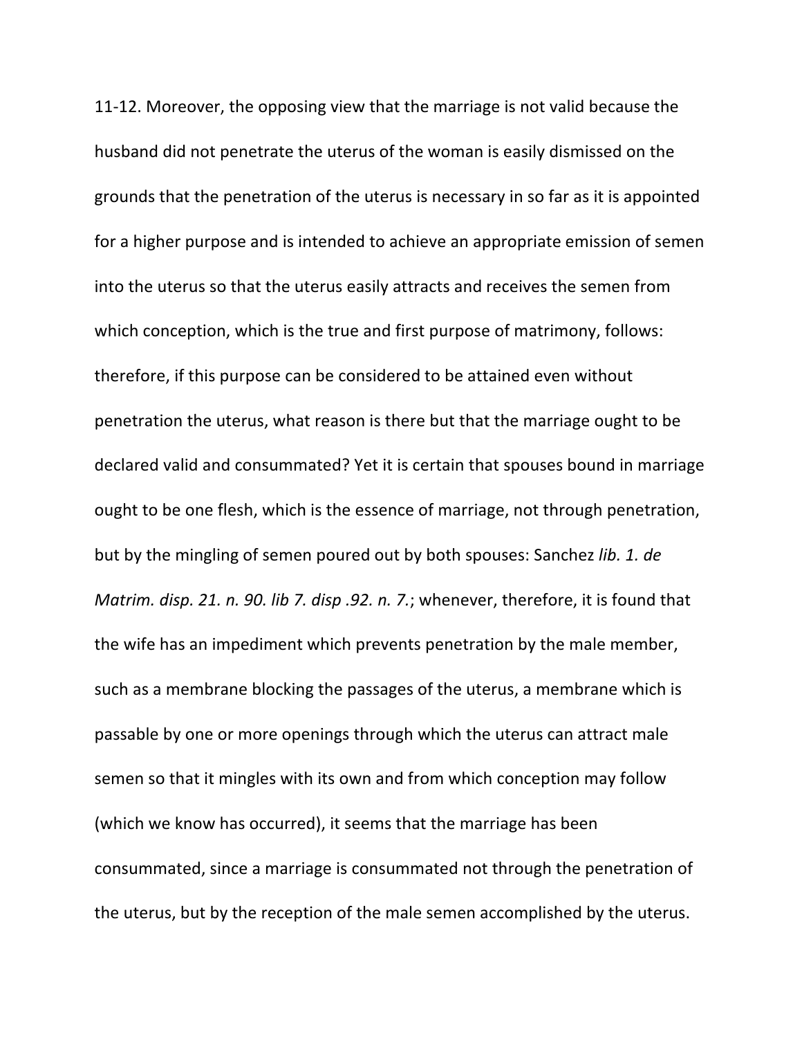11-12. Moreover, the opposing view that the marriage is not valid because the husband did not penetrate the uterus of the woman is easily dismissed on the grounds that the penetration of the uterus is necessary in so far as it is appointed for a higher purpose and is intended to achieve an appropriate emission of semen into the uterus so that the uterus easily attracts and receives the semen from which conception, which is the true and first purpose of matrimony, follows: therefore, if this purpose can be considered to be attained even without penetration the uterus, what reason is there but that the marriage ought to be declared valid and consummated? Yet it is certain that spouses bound in marriage ought to be one flesh, which is the essence of marriage, not through penetration, but by the mingling of semen poured out by both spouses: Sanchez *lib. 1. de Matrim. disp. 21. n. 90. lib 7. disp .92. n. 7.*; whenever, therefore, it is found that the wife has an impediment which prevents penetration by the male member, such as a membrane blocking the passages of the uterus, a membrane which is passable by one or more openings through which the uterus can attract male semen so that it mingles with its own and from which conception may follow (which we know has occurred), it seems that the marriage has been consummated, since a marriage is consummated not through the penetration of the uterus, but by the reception of the male semen accomplished by the uterus.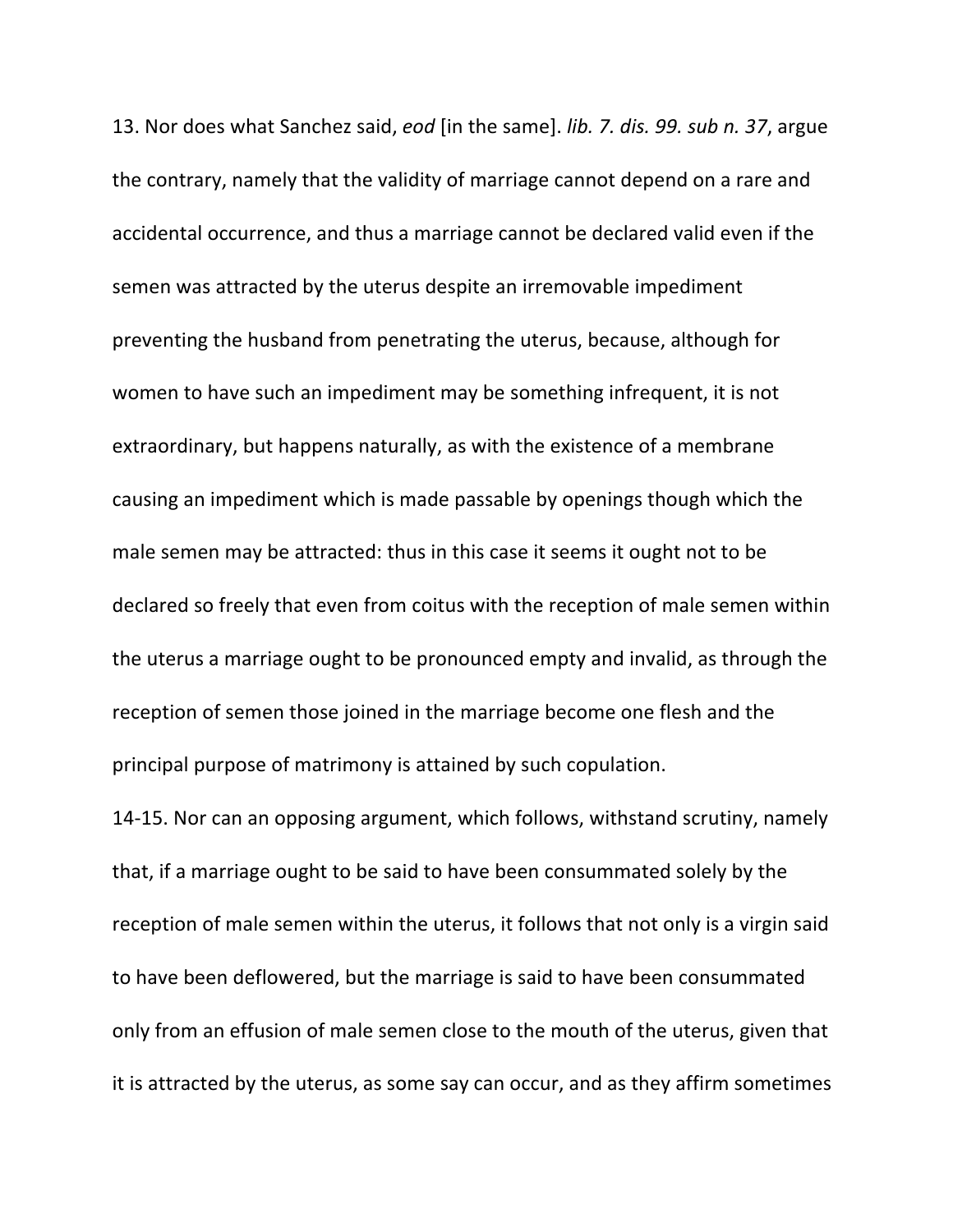13. Nor does what Sanchez said, *eod* [in the same]. *lib. 7. dis. 99. sub n. 37*, argue the contrary, namely that the validity of marriage cannot depend on a rare and accidental occurrence, and thus a marriage cannot be declared valid even if the semen was attracted by the uterus despite an irremovable impediment preventing the husband from penetrating the uterus, because, although for women to have such an impediment may be something infrequent, it is not extraordinary, but happens naturally, as with the existence of a membrane causing an impediment which is made passable by openings though which the male semen may be attracted: thus in this case it seems it ought not to be declared so freely that even from coitus with the reception of male semen within the uterus a marriage ought to be pronounced empty and invalid, as through the reception of semen those joined in the marriage become one flesh and the principal purpose of matrimony is attained by such copulation.

14-15. Nor can an opposing argument, which follows, withstand scrutiny, namely that, if a marriage ought to be said to have been consummated solely by the reception of male semen within the uterus, it follows that not only is a virgin said to have been deflowered, but the marriage is said to have been consummated only from an effusion of male semen close to the mouth of the uterus, given that it is attracted by the uterus, as some say can occur, and as they affirm sometimes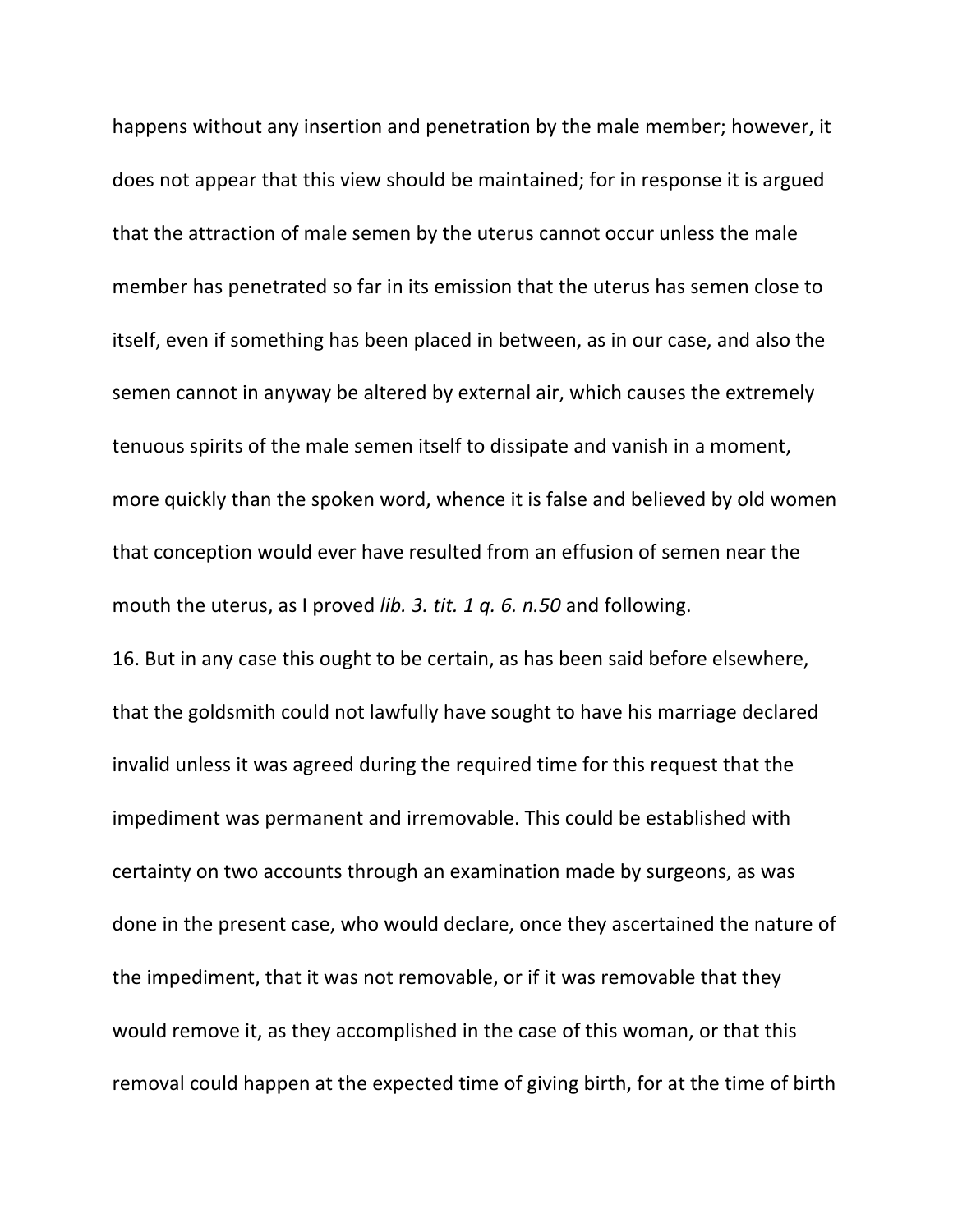happens without any insertion and penetration by the male member; however, it does not appear that this view should be maintained; for in response it is argued that the attraction of male semen by the uterus cannot occur unless the male member has penetrated so far in its emission that the uterus has semen close to itself, even if something has been placed in between, as in our case, and also the semen cannot in anyway be altered by external air, which causes the extremely tenuous spirits of the male semen itself to dissipate and vanish in a moment, more quickly than the spoken word, whence it is false and believed by old women that conception would ever have resulted from an effusion of semen near the mouth the uterus, as I proved *lib. 3. tit. 1 q. 6. n.50* and following.

16. But in any case this ought to be certain, as has been said before elsewhere, that the goldsmith could not lawfully have sought to have his marriage declared invalid unless it was agreed during the required time for this request that the impediment was permanent and irremovable. This could be established with certainty on two accounts through an examination made by surgeons, as was done in the present case, who would declare, once they ascertained the nature of the impediment, that it was not removable, or if it was removable that they would remove it, as they accomplished in the case of this woman, or that this removal could happen at the expected time of giving birth, for at the time of birth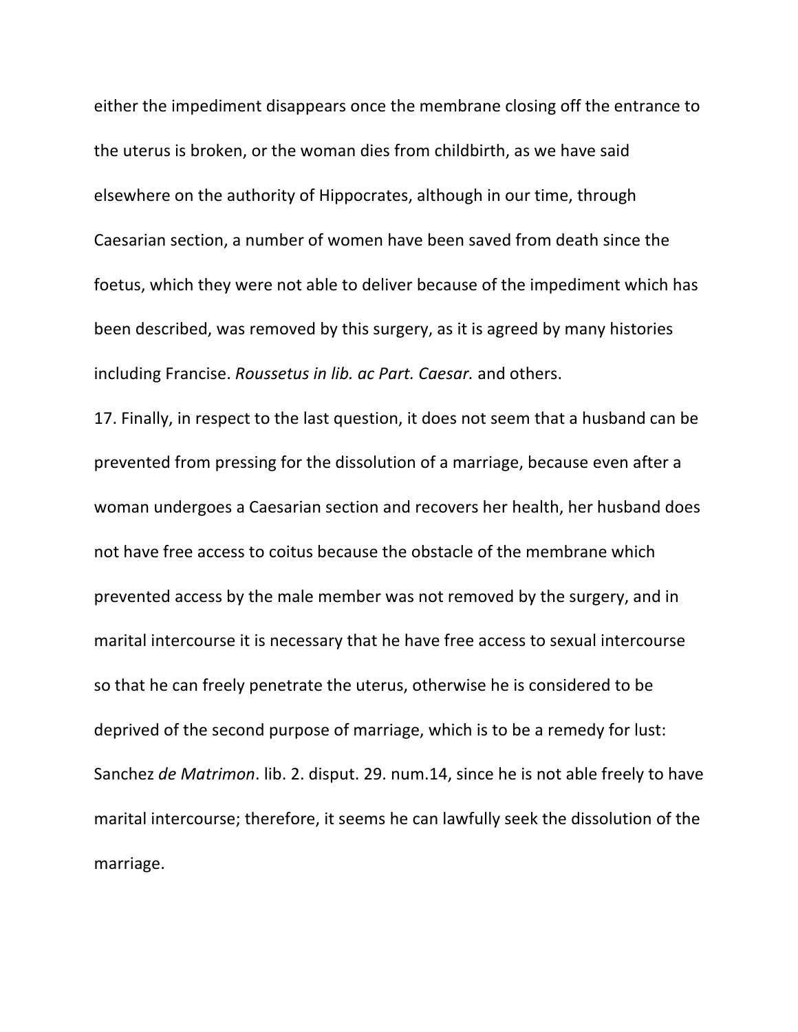either the impediment disappears once the membrane closing off the entrance to the uterus is broken, or the woman dies from childbirth, as we have said elsewhere on the authority of Hippocrates, although in our time, through Caesarian section, a number of women have been saved from death since the foetus, which they were not able to deliver because of the impediment which has been described, was removed by this surgery, as it is agreed by many histories including Francise. *Roussetus in lib. ac Part. Caesar.* and others.

17. Finally, in respect to the last question, it does not seem that a husband can be prevented from pressing for the dissolution of a marriage, because even after a woman undergoes a Caesarian section and recovers her health, her husband does not have free access to coitus because the obstacle of the membrane which prevented access by the male member was not removed by the surgery, and in marital intercourse it is necessary that he have free access to sexual intercourse so that he can freely penetrate the uterus, otherwise he is considered to be deprived of the second purpose of marriage, which is to be a remedy for lust: Sanchez *de Matrimon*. lib. 2. disput. 29. num.14, since he is not able freely to have marital intercourse; therefore, it seems he can lawfully seek the dissolution of the marriage.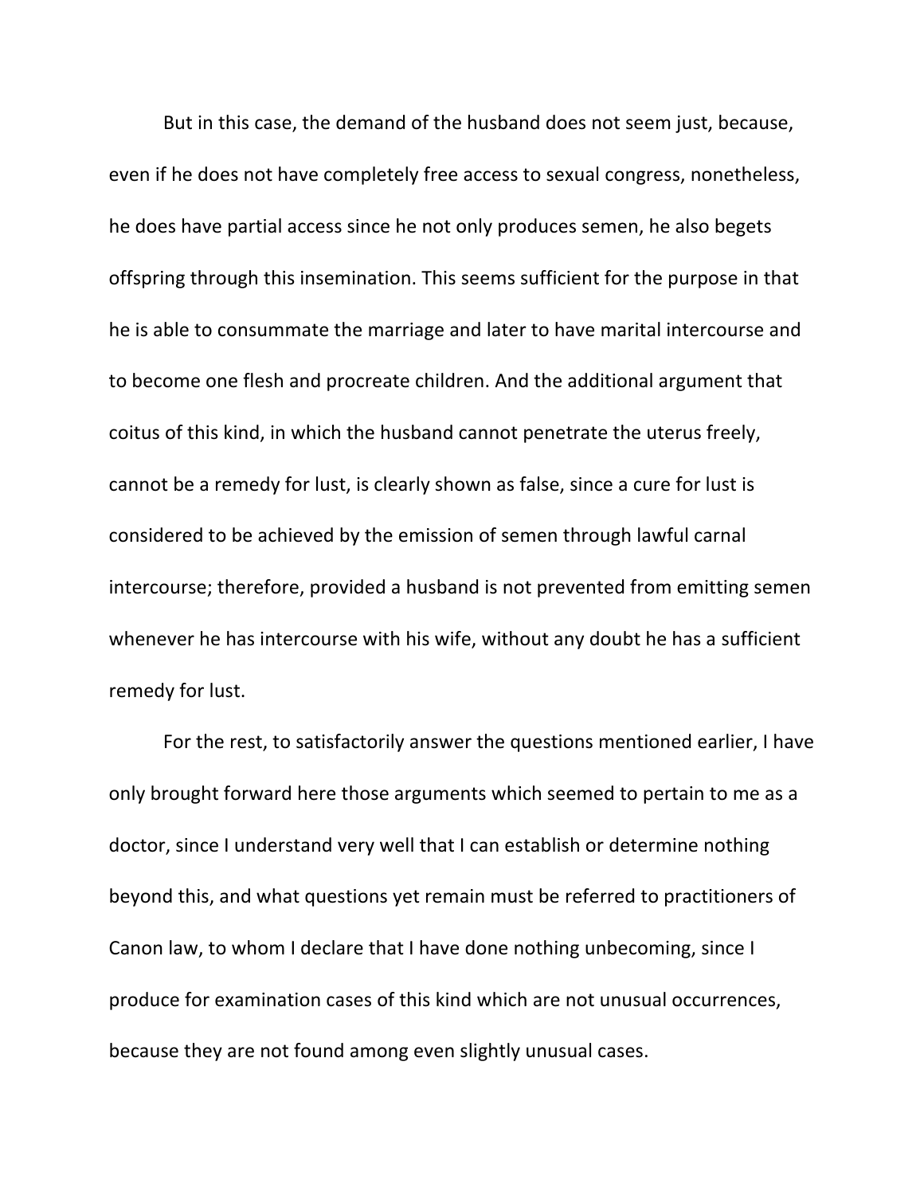But in this case, the demand of the husband does not seem just, because, even if he does not have completely free access to sexual congress, nonetheless, he does have partial access since he not only produces semen, he also begets offspring through this insemination. This seems sufficient for the purpose in that he is able to consummate the marriage and later to have marital intercourse and to become one flesh and procreate children. And the additional argument that coitus of this kind, in which the husband cannot penetrate the uterus freely, cannot be a remedy for lust, is clearly shown as false, since a cure for lust is considered to be achieved by the emission of semen through lawful carnal intercourse; therefore, provided a husband is not prevented from emitting semen whenever he has intercourse with his wife, without any doubt he has a sufficient remedy for lust.

For the rest, to satisfactorily answer the questions mentioned earlier, I have only brought forward here those arguments which seemed to pertain to me as a doctor, since I understand very well that I can establish or determine nothing beyond this, and what questions yet remain must be referred to practitioners of Canon law, to whom I declare that I have done nothing unbecoming, since I produce for examination cases of this kind which are not unusual occurrences, because they are not found among even slightly unusual cases.